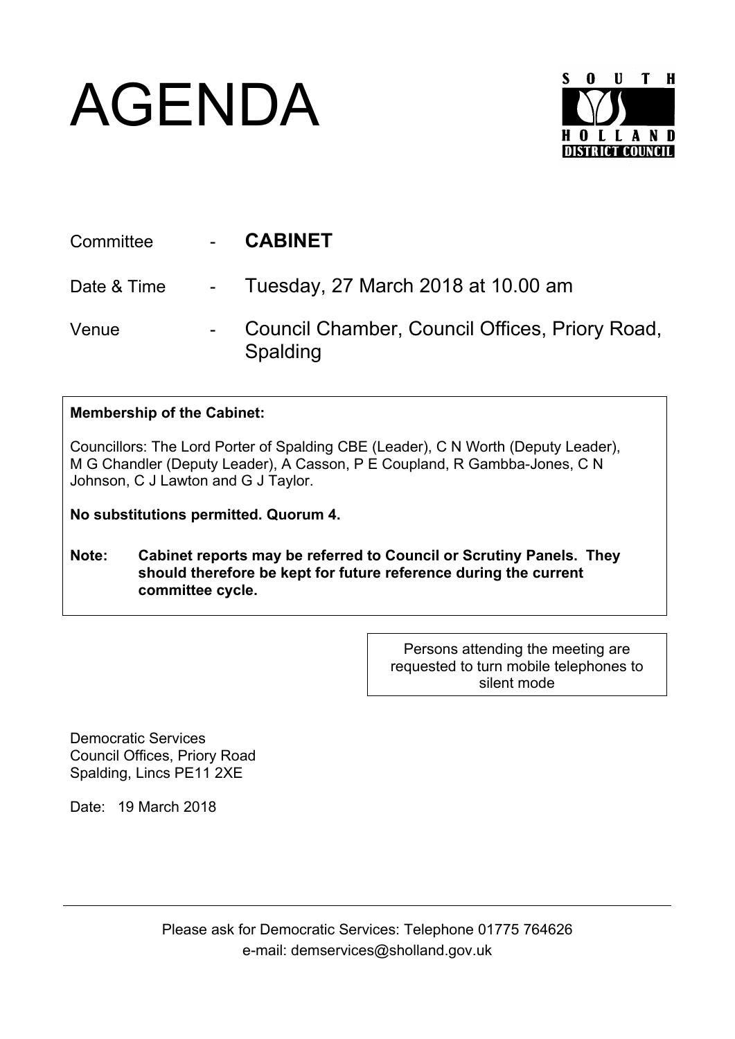# AGENDA

SOUTH HOLLAND DISTRICT COUNCIL

| | | |
|---|---|---|
| Committee | - | **CABINET** |
| Date & Time | - | Tuesday, 27 March 2018 at 10.00 am |
| Venue | - | Council Chamber, Council Offices, Priory Road, Spalding |

**Membership of the Cabinet:**

Councillors: The Lord Porter of Spalding CBE (Leader), C N Worth (Deputy Leader), M G Chandler (Deputy Leader), A Casson, P E Coupland, R Gambba-Jones, C N Johnson, C J Lawton and G J Taylor.

**No substitutions permitted. Quorum 4.**

**Note: Cabinet reports may be referred to Council or Scrutiny Panels. They should therefore be kept for future reference during the current committee cycle.**

Persons attending the meeting are requested to turn mobile telephones to silent mode

Democratic Services
Council Offices, Priory Road
Spalding, Lincs PE11 2XE

Date: 19 March 2018

Please ask for Democratic Services: Telephone 01775 764626
e-mail: demservices@sholland.gov.uk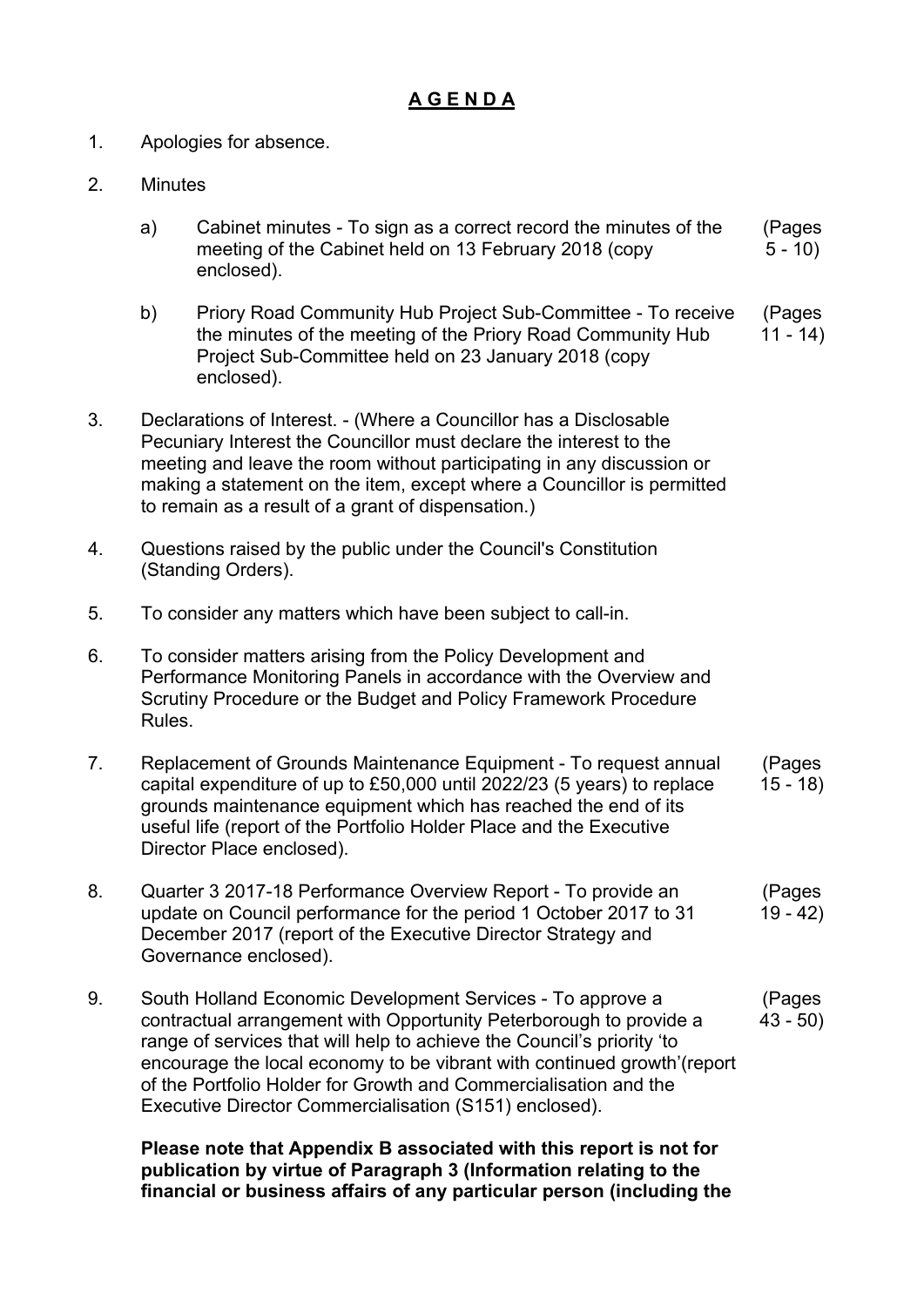# **A G E N D A**

1. Apologies for absence.

2. Minutes

   a) Cabinet minutes - To sign as a correct record the minutes of the meeting of the Cabinet held on 13 February 2018 (copy enclosed). (Pages 5 - 10)

   b) Priory Road Community Hub Project Sub-Committee - To receive the minutes of the meeting of the Priory Road Community Hub Project Sub-Committee held on 23 January 2018 (copy enclosed). (Pages 11 - 14)

3. Declarations of Interest. - (Where a Councillor has a Disclosable Pecuniary Interest the Councillor must declare the interest to the meeting and leave the room without participating in any discussion or making a statement on the item, except where a Councillor is permitted to remain as a result of a grant of dispensation.)

4. Questions raised by the public under the Council's Constitution (Standing Orders).

5. To consider any matters which have been subject to call-in.

6. To consider matters arising from the Policy Development and Performance Monitoring Panels in accordance with the Overview and Scrutiny Procedure or the Budget and Policy Framework Procedure Rules.

7. Replacement of Grounds Maintenance Equipment - To request annual capital expenditure of up to £50,000 until 2022/23 (5 years) to replace grounds maintenance equipment which has reached the end of its useful life (report of the Portfolio Holder Place and the Executive Director Place enclosed). (Pages 15 - 18)

8. Quarter 3 2017-18 Performance Overview Report - To provide an update on Council performance for the period 1 October 2017 to 31 December 2017 (report of the Executive Director Strategy and Governance enclosed). (Pages 19 - 42)

9. South Holland Economic Development Services - To approve a contractual arrangement with Opportunity Peterborough to provide a range of services that will help to achieve the Council's priority 'to encourage the local economy to be vibrant with continued growth'(report of the Portfolio Holder for Growth and Commercialisation and the Executive Director Commercialisation (S151) enclosed). (Pages 43 - 50)

   **Please note that Appendix B associated with this report is not for publication by virtue of Paragraph 3 (Information relating to the financial or business affairs of any particular person (including the**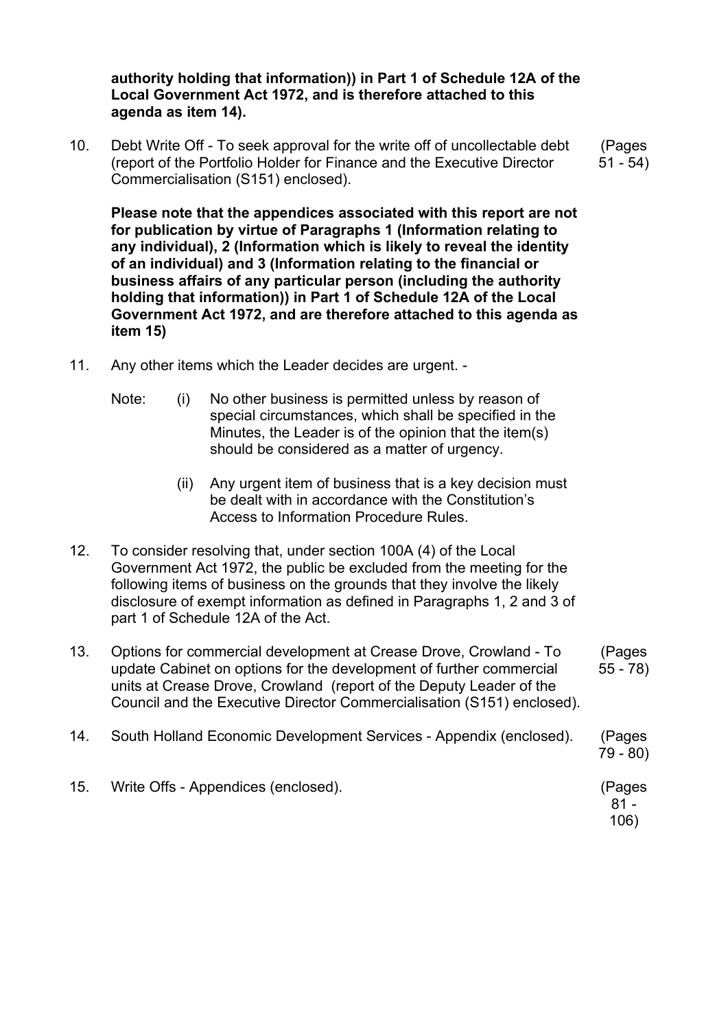**authority holding that information)) in Part 1 of Schedule 12A of the Local Government Act 1972, and is therefore attached to this agenda as item 14).**

10. Debt Write Off - To seek approval for the write off of uncollectable debt (report of the Portfolio Holder for Finance and the Executive Director Commercialisation (S151) enclosed). (Pages 51 - 54)

    **Please note that the appendices associated with this report are not for publication by virtue of Paragraphs 1 (Information relating to any individual), 2 (Information which is likely to reveal the identity of an individual) and 3 (Information relating to the financial or business affairs of any particular person (including the authority holding that information)) in Part 1 of Schedule 12A of the Local Government Act 1972, and are therefore attached to this agenda as item 15)**

11. Any other items which the Leader decides are urgent. -

    Note: (i) No other business is permitted unless by reason of special circumstances, which shall be specified in the Minutes, the Leader is of the opinion that the item(s) should be considered as a matter of urgency.

    (ii) Any urgent item of business that is a key decision must be dealt with in accordance with the Constitution's Access to Information Procedure Rules.

12. To consider resolving that, under section 100A (4) of the Local Government Act 1972, the public be excluded from the meeting for the following items of business on the grounds that they involve the likely disclosure of exempt information as defined in Paragraphs 1, 2 and 3 of part 1 of Schedule 12A of the Act.

13. Options for commercial development at Crease Drove, Crowland - To update Cabinet on options for the development of further commercial units at Crease Drove, Crowland (report of the Deputy Leader of the Council and the Executive Director Commercialisation (S151) enclosed). (Pages 55 - 78)

14. South Holland Economic Development Services - Appendix (enclosed). (Pages 79 - 80)

15. Write Offs - Appendices (enclosed). (Pages 81 - 106)